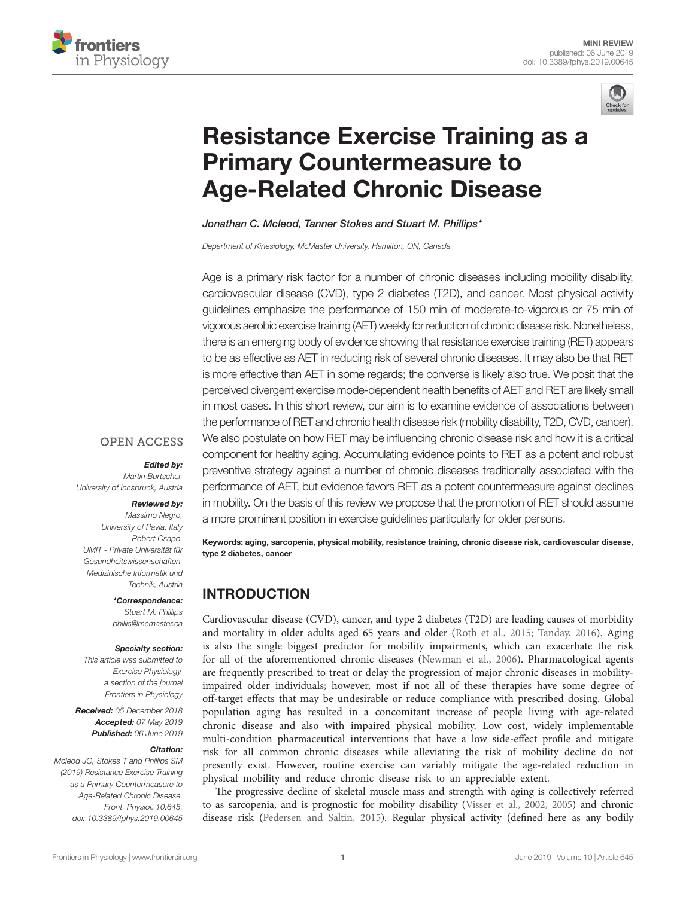MINI REVIEW
published: 06 June 2019
doi: 10.3389/fphys.2019.00645

# Resistance Exercise Training as a Primary Countermeasure to Age-Related Chronic Disease

*Jonathan C. Mcleod, Tanner Stokes and Stuart M. Phillips**

*Department of Kinesiology, McMaster University, Hamilton, ON, Canada*

Age is a primary risk factor for a number of chronic diseases including mobility disability, cardiovascular disease (CVD), type 2 diabetes (T2D), and cancer. Most physical activity guidelines emphasize the performance of 150 min of moderate-to-vigorous or 75 min of vigorous aerobic exercise training (AET) weekly for reduction of chronic disease risk. Nonetheless, there is an emerging body of evidence showing that resistance exercise training (RET) appears to be as effective as AET in reducing risk of several chronic diseases. It may also be that RET is more effective than AET in some regards; the converse is likely also true. We posit that the perceived divergent exercise mode-dependent health benefits of AET and RET are likely small in most cases. In this short review, our aim is to examine evidence of associations between the performance of RET and chronic health disease risk (mobility disability, T2D, CVD, cancer). We also postulate on how RET may be influencing chronic disease risk and how it is a critical component for healthy aging. Accumulating evidence points to RET as a potent and robust preventive strategy against a number of chronic diseases traditionally associated with the performance of AET, but evidence favors RET as a potent countermeasure against declines in mobility. On the basis of this review we propose that the promotion of RET should assume a more prominent position in exercise guidelines particularly for older persons.

**Keywords: aging, sarcopenia, physical mobility, resistance training, chronic disease risk, cardiovascular disease, type 2 diabetes, cancer**

OPEN ACCESS

***Edited by:***
*Martin Burtscher, University of Innsbruck, Austria*

***Reviewed by:***
*Massimo Negro, University of Pavia, Italy*
*Robert Csapo, UMIT - Private Universität für Gesundheitswissenschaften, Medizinische Informatik und Technik, Austria*

***\*Correspondence:***
*Stuart M. Phillips*
*phillis@mcmaster.ca*

***Specialty section:***
*This article was submitted to Exercise Physiology, a section of the journal Frontiers in Physiology*

***Received:*** *05 December 2018*
***Accepted:*** *07 May 2019*
***Published:*** *06 June 2019*

***Citation:***
*Mcleod JC, Stokes T and Phillips SM (2019) Resistance Exercise Training as a Primary Countermeasure to Age-Related Chronic Disease. Front. Physiol. 10:645. doi: 10.3389/fphys.2019.00645*

## INTRODUCTION

Cardiovascular disease (CVD), cancer, and type 2 diabetes (T2D) are leading causes of morbidity and mortality in older adults aged 65 years and older (Roth et al., 2015; Tanday, 2016). Aging is also the single biggest predictor for mobility impairments, which can exacerbate the risk for all of the aforementioned chronic diseases (Newman et al., 2006). Pharmacological agents are frequently prescribed to treat or delay the progression of major chronic diseases in mobility-impaired older individuals; however, most if not all of these therapies have some degree of off-target effects that may be undesirable or reduce compliance with prescribed dosing. Global population aging has resulted in a concomitant increase of people living with age-related chronic disease and also with impaired physical mobility. Low cost, widely implementable multi-condition pharmaceutical interventions that have a low side-effect profile and mitigate risk for all common chronic diseases while alleviating the risk of mobility decline do not presently exist. However, routine exercise can variably mitigate the age-related reduction in physical mobility and reduce chronic disease risk to an appreciable extent.

The progressive decline of skeletal muscle mass and strength with aging is collectively referred to as sarcopenia, and is prognostic for mobility disability (Visser et al., 2002, 2005) and chronic disease risk (Pedersen and Saltin, 2015). Regular physical activity (defined here as any bodily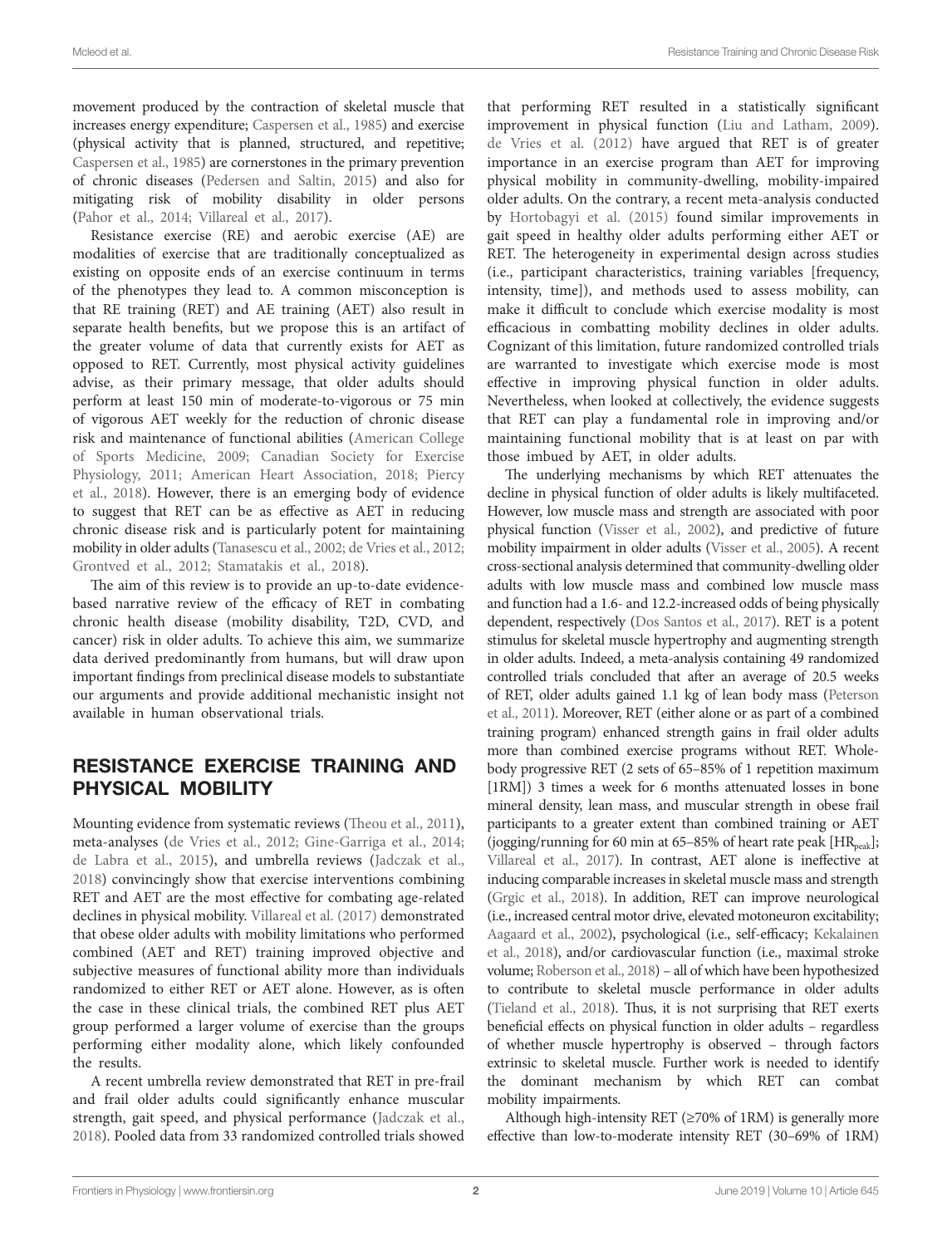movement produced by the contraction of skeletal muscle that increases energy expenditure; Caspersen et al., 1985) and exercise (physical activity that is planned, structured, and repetitive; Caspersen et al., 1985) are cornerstones in the primary prevention of chronic diseases (Pedersen and Saltin, 2015) and also for mitigating risk of mobility disability in older persons (Pahor et al., 2014; Villareal et al., 2017).

Resistance exercise (RE) and aerobic exercise (AE) are modalities of exercise that are traditionally conceptualized as existing on opposite ends of an exercise continuum in terms of the phenotypes they lead to. A common misconception is that RE training (RET) and AE training (AET) also result in separate health benefits, but we propose this is an artifact of the greater volume of data that currently exists for AET as opposed to RET. Currently, most physical activity guidelines advise, as their primary message, that older adults should perform at least 150 min of moderate-to-vigorous or 75 min of vigorous AET weekly for the reduction of chronic disease risk and maintenance of functional abilities (American College of Sports Medicine, 2009; Canadian Society for Exercise Physiology, 2011; American Heart Association, 2018; Piercy et al., 2018). However, there is an emerging body of evidence to suggest that RET can be as effective as AET in reducing chronic disease risk and is particularly potent for maintaining mobility in older adults (Tanasescu et al., 2002; de Vries et al., 2012; Grontved et al., 2012; Stamatakis et al., 2018).

The aim of this review is to provide an up-to-date evidence-based narrative review of the efficacy of RET in combating chronic health disease (mobility disability, T2D, CVD, and cancer) risk in older adults. To achieve this aim, we summarize data derived predominantly from humans, but will draw upon important findings from preclinical disease models to substantiate our arguments and provide additional mechanistic insight not available in human observational trials.

## RESISTANCE EXERCISE TRAINING AND PHYSICAL MOBILITY

Mounting evidence from systematic reviews (Theou et al., 2011), meta-analyses (de Vries et al., 2012; Gine-Garriga et al., 2014; de Labra et al., 2015), and umbrella reviews (Jadczak et al., 2018) convincingly show that exercise interventions combining RET and AET are the most effective for combating age-related declines in physical mobility. Villareal et al. (2017) demonstrated that obese older adults with mobility limitations who performed combined (AET and RET) training improved objective and subjective measures of functional ability more than individuals randomized to either RET or AET alone. However, as is often the case in these clinical trials, the combined RET plus AET group performed a larger volume of exercise than the groups performing either modality alone, which likely confounded the results.

A recent umbrella review demonstrated that RET in pre-frail and frail older adults could significantly enhance muscular strength, gait speed, and physical performance (Jadczak et al., 2018). Pooled data from 33 randomized controlled trials showed that performing RET resulted in a statistically significant improvement in physical function (Liu and Latham, 2009). de Vries et al. (2012) have argued that RET is of greater importance in an exercise program than AET for improving physical mobility in community-dwelling, mobility-impaired older adults. On the contrary, a recent meta-analysis conducted by Hortobagyi et al. (2015) found similar improvements in gait speed in healthy older adults performing either AET or RET. The heterogeneity in experimental design across studies (i.e., participant characteristics, training variables [frequency, intensity, time]), and methods used to assess mobility, can make it difficult to conclude which exercise modality is most efficacious in combatting mobility declines in older adults. Cognizant of this limitation, future randomized controlled trials are warranted to investigate which exercise mode is most effective in improving physical function in older adults. Nevertheless, when looked at collectively, the evidence suggests that RET can play a fundamental role in improving and/or maintaining functional mobility that is at least on par with those imbued by AET, in older adults.

The underlying mechanisms by which RET attenuates the decline in physical function of older adults is likely multifaceted. However, low muscle mass and strength are associated with poor physical function (Visser et al., 2002), and predictive of future mobility impairment in older adults (Visser et al., 2005). A recent cross-sectional analysis determined that community-dwelling older adults with low muscle mass and combined low muscle mass and function had a 1.6- and 12.2-increased odds of being physically dependent, respectively (Dos Santos et al., 2017). RET is a potent stimulus for skeletal muscle hypertrophy and augmenting strength in older adults. Indeed, a meta-analysis containing 49 randomized controlled trials concluded that after an average of 20.5 weeks of RET, older adults gained 1.1 kg of lean body mass (Peterson et al., 2011). Moreover, RET (either alone or as part of a combined training program) enhanced strength gains in frail older adults more than combined exercise programs without RET. Whole-body progressive RET (2 sets of 65–85% of 1 repetition maximum [1RM]) 3 times a week for 6 months attenuated losses in bone mineral density, lean mass, and muscular strength in obese frail participants to a greater extent than combined training or AET (jogging/running for 60 min at 65–85% of heart rate peak [$HR_{peak}$]; Villareal et al., 2017). In contrast, AET alone is ineffective at inducing comparable increases in skeletal muscle mass and strength (Grgic et al., 2018). In addition, RET can improve neurological (i.e., increased central motor drive, elevated motoneuron excitability; Aagaard et al., 2002), psychological (i.e., self-efficacy; Kekalainen et al., 2018), and/or cardiovascular function (i.e., maximal stroke volume; Roberson et al., 2018) – all of which have been hypothesized to contribute to skeletal muscle performance in older adults (Tieland et al., 2018). Thus, it is not surprising that RET exerts beneficial effects on physical function in older adults – regardless of whether muscle hypertrophy is observed – through factors extrinsic to skeletal muscle. Further work is needed to identify the dominant mechanism by which RET can combat mobility impairments.

Although high-intensity RET (≥70% of 1RM) is generally more effective than low-to-moderate intensity RET (30–69% of 1RM)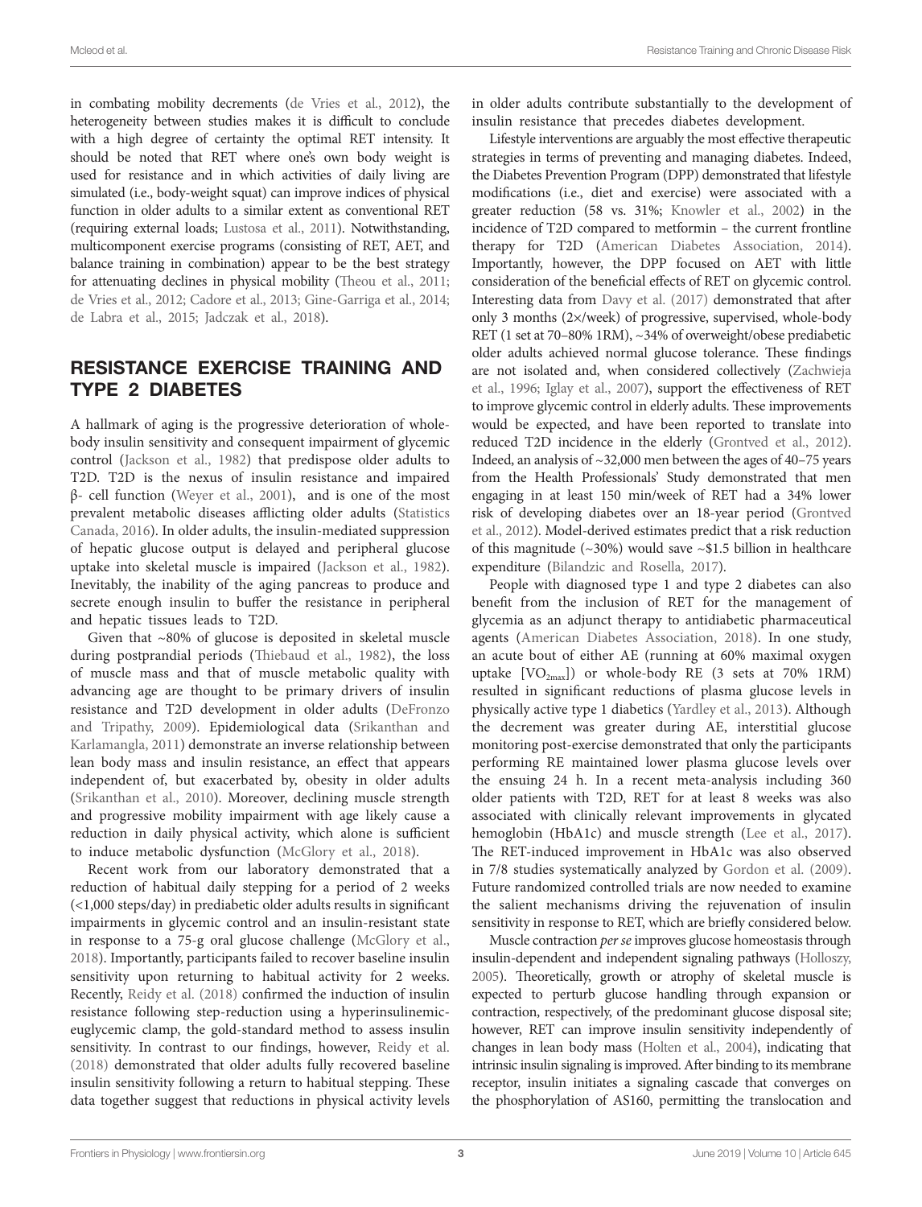in combating mobility decrements (de Vries et al., 2012), the heterogeneity between studies makes it is difficult to conclude with a high degree of certainty the optimal RET intensity. It should be noted that RET where one's own body weight is used for resistance and in which activities of daily living are simulated (i.e., body-weight squat) can improve indices of physical function in older adults to a similar extent as conventional RET (requiring external loads; Lustosa et al., 2011). Notwithstanding, multicomponent exercise programs (consisting of RET, AET, and balance training in combination) appear to be the best strategy for attenuating declines in physical mobility (Theou et al., 2011; de Vries et al., 2012; Cadore et al., 2013; Gine-Garriga et al., 2014; de Labra et al., 2015; Jadczak et al., 2018).

## RESISTANCE EXERCISE TRAINING AND TYPE 2 DIABETES

A hallmark of aging is the progressive deterioration of whole-body insulin sensitivity and consequent impairment of glycemic control (Jackson et al., 1982) that predispose older adults to T2D. T2D is the nexus of insulin resistance and impaired β- cell function (Weyer et al., 2001), and is one of the most prevalent metabolic diseases afflicting older adults (Statistics Canada, 2016). In older adults, the insulin-mediated suppression of hepatic glucose output is delayed and peripheral glucose uptake into skeletal muscle is impaired (Jackson et al., 1982). Inevitably, the inability of the aging pancreas to produce and secrete enough insulin to buffer the resistance in peripheral and hepatic tissues leads to T2D.

Given that ~80% of glucose is deposited in skeletal muscle during postprandial periods (Thiebaud et al., 1982), the loss of muscle mass and that of muscle metabolic quality with advancing age are thought to be primary drivers of insulin resistance and T2D development in older adults (DeFronzo and Tripathy, 2009). Epidemiological data (Srikanthan and Karlamangla, 2011) demonstrate an inverse relationship between lean body mass and insulin resistance, an effect that appears independent of, but exacerbated by, obesity in older adults (Srikanthan et al., 2010). Moreover, declining muscle strength and progressive mobility impairment with age likely cause a reduction in daily physical activity, which alone is sufficient to induce metabolic dysfunction (McGlory et al., 2018).

Recent work from our laboratory demonstrated that a reduction of habitual daily stepping for a period of 2 weeks (<1,000 steps/day) in prediabetic older adults results in significant impairments in glycemic control and an insulin-resistant state in response to a 75-g oral glucose challenge (McGlory et al., 2018). Importantly, participants failed to recover baseline insulin sensitivity upon returning to habitual activity for 2 weeks. Recently, Reidy et al. (2018) confirmed the induction of insulin resistance following step-reduction using a hyperinsulinemic-euglycemic clamp, the gold-standard method to assess insulin sensitivity. In contrast to our findings, however, Reidy et al. (2018) demonstrated that older adults fully recovered baseline insulin sensitivity following a return to habitual stepping. These data together suggest that reductions in physical activity levels in older adults contribute substantially to the development of insulin resistance that precedes diabetes development.

Lifestyle interventions are arguably the most effective therapeutic strategies in terms of preventing and managing diabetes. Indeed, the Diabetes Prevention Program (DPP) demonstrated that lifestyle modifications (i.e., diet and exercise) were associated with a greater reduction (58 vs. 31%; Knowler et al., 2002) in the incidence of T2D compared to metformin – the current frontline therapy for T2D (American Diabetes Association, 2014). Importantly, however, the DPP focused on AET with little consideration of the beneficial effects of RET on glycemic control. Interesting data from Davy et al. (2017) demonstrated that after only 3 months (2×/week) of progressive, supervised, whole-body RET (1 set at 70–80% 1RM), ~34% of overweight/obese prediabetic older adults achieved normal glucose tolerance. These findings are not isolated and, when considered collectively (Zachwieja et al., 1996; Iglay et al., 2007), support the effectiveness of RET to improve glycemic control in elderly adults. These improvements would be expected, and have been reported to translate into reduced T2D incidence in the elderly (Grontved et al., 2012). Indeed, an analysis of ~32,000 men between the ages of 40–75 years from the Health Professionals' Study demonstrated that men engaging in at least 150 min/week of RET had a 34% lower risk of developing diabetes over an 18-year period (Grontved et al., 2012). Model-derived estimates predict that a risk reduction of this magnitude (~30%) would save ~$1.5 billion in healthcare expenditure (Bilandzic and Rosella, 2017).

People with diagnosed type 1 and type 2 diabetes can also benefit from the inclusion of RET for the management of glycemia as an adjunct therapy to antidiabetic pharmaceutical agents (American Diabetes Association, 2018). In one study, an acute bout of either AE (running at 60% maximal oxygen uptake [$VO_{2max}$]) or whole-body RE (3 sets at 70% 1RM) resulted in significant reductions of plasma glucose levels in physically active type 1 diabetics (Yardley et al., 2013). Although the decrement was greater during AE, interstitial glucose monitoring post-exercise demonstrated that only the participants performing RE maintained lower plasma glucose levels over the ensuing 24 h. In a recent meta-analysis including 360 older patients with T2D, RET for at least 8 weeks was also associated with clinically relevant improvements in glycated hemoglobin (HbA1c) and muscle strength (Lee et al., 2017). The RET-induced improvement in HbA1c was also observed in 7/8 studies systematically analyzed by Gordon et al. (2009). Future randomized controlled trials are now needed to examine the salient mechanisms driving the rejuvenation of insulin sensitivity in response to RET, which are briefly considered below.

Muscle contraction *per se* improves glucose homeostasis through insulin-dependent and independent signaling pathways (Holloszy, 2005). Theoretically, growth or atrophy of skeletal muscle is expected to perturb glucose handling through expansion or contraction, respectively, of the predominant glucose disposal site; however, RET can improve insulin sensitivity independently of changes in lean body mass (Holten et al., 2004), indicating that intrinsic insulin signaling is improved. After binding to its membrane receptor, insulin initiates a signaling cascade that converges on the phosphorylation of AS160, permitting the translocation and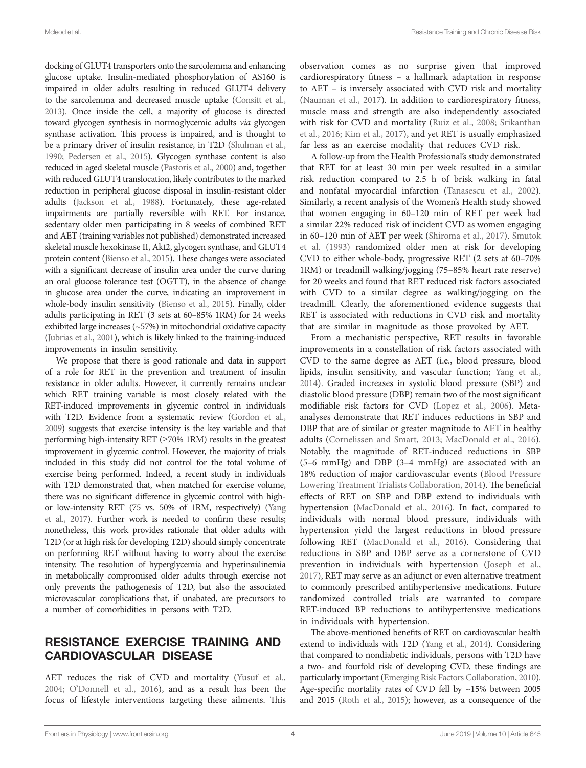docking of GLUT4 transporters onto the sarcolemma and enhancing glucose uptake. Insulin-mediated phosphorylation of AS160 is impaired in older adults resulting in reduced GLUT4 delivery to the sarcolemma and decreased muscle uptake (Consitt et al., 2013). Once inside the cell, a majority of glucose is directed toward glycogen synthesis in normoglycemic adults *via* glycogen synthase activation. This process is impaired, and is thought to be a primary driver of insulin resistance, in T2D (Shulman et al., 1990; Pedersen et al., 2015). Glycogen synthase content is also reduced in aged skeletal muscle (Pastoris et al., 2000) and, together with reduced GLUT4 translocation, likely contributes to the marked reduction in peripheral glucose disposal in insulin-resistant older adults (Jackson et al., 1988). Fortunately, these age-related impairments are partially reversible with RET. For instance, sedentary older men participating in 8 weeks of combined RET and AET (training variables not published) demonstrated increased skeletal muscle hexokinase II, Akt2, glycogen synthase, and GLUT4 protein content (Bienso et al., 2015). These changes were associated with a significant decrease of insulin area under the curve during an oral glucose tolerance test (OGTT), in the absence of change in glucose area under the curve, indicating an improvement in whole-body insulin sensitivity (Bienso et al., 2015). Finally, older adults participating in RET (3 sets at 60–85% 1RM) for 24 weeks exhibited large increases (~57%) in mitochondrial oxidative capacity (Jubrias et al., 2001), which is likely linked to the training-induced improvements in insulin sensitivity.

We propose that there is good rationale and data in support of a role for RET in the prevention and treatment of insulin resistance in older adults. However, it currently remains unclear which RET training variable is most closely related with the RET-induced improvements in glycemic control in individuals with T2D. Evidence from a systematic review (Gordon et al., 2009) suggests that exercise intensity is the key variable and that performing high-intensity RET (≥70% 1RM) results in the greatest improvement in glycemic control. However, the majority of trials included in this study did not control for the total volume of exercise being performed. Indeed, a recent study in individuals with T2D demonstrated that, when matched for exercise volume, there was no significant difference in glycemic control with high- or low-intensity RET (75 vs. 50% of 1RM, respectively) (Yang et al., 2017). Further work is needed to confirm these results; nonetheless, this work provides rationale that older adults with T2D (or at high risk for developing T2D) should simply concentrate on performing RET without having to worry about the exercise intensity. The resolution of hyperglycemia and hyperinsulinemia in metabolically compromised older adults through exercise not only prevents the pathogenesis of T2D, but also the associated microvascular complications that, if unabated, are precursors to a number of comorbidities in persons with T2D.

## RESISTANCE EXERCISE TRAINING AND CARDIOVASCULAR DISEASE

AET reduces the risk of CVD and mortality (Yusuf et al., 2004; O'Donnell et al., 2016), and as a result has been the focus of lifestyle interventions targeting these ailments. This observation comes as no surprise given that improved cardiorespiratory fitness – a hallmark adaptation in response to AET – is inversely associated with CVD risk and mortality (Nauman et al., 2017). In addition to cardiorespiratory fitness, muscle mass and strength are also independently associated with risk for CVD and mortality (Ruiz et al., 2008; Srikanthan et al., 2016; Kim et al., 2017), and yet RET is usually emphasized far less as an exercise modality that reduces CVD risk.

A follow-up from the Health Professional's study demonstrated that RET for at least 30 min per week resulted in a similar risk reduction compared to 2.5 h of brisk walking in fatal and nonfatal myocardial infarction (Tanasescu et al., 2002). Similarly, a recent analysis of the Women's Health study showed that women engaging in 60–120 min of RET per week had a similar 22% reduced risk of incident CVD as women engaging in 60–120 min of AET per week (Shiroma et al., 2017). Smutok et al. (1993) randomized older men at risk for developing CVD to either whole-body, progressive RET (2 sets at 60–70% 1RM) or treadmill walking/jogging (75–85% heart rate reserve) for 20 weeks and found that RET reduced risk factors associated with CVD to a similar degree as walking/jogging on the treadmill. Clearly, the aforementioned evidence suggests that RET is associated with reductions in CVD risk and mortality that are similar in magnitude as those provoked by AET.

From a mechanistic perspective, RET results in favorable improvements in a constellation of risk factors associated with CVD to the same degree as AET (i.e., blood pressure, blood lipids, insulin sensitivity, and vascular function; Yang et al., 2014). Graded increases in systolic blood pressure (SBP) and diastolic blood pressure (DBP) remain two of the most significant modifiable risk factors for CVD (Lopez et al., 2006). Meta-analyses demonstrate that RET induces reductions in SBP and DBP that are of similar or greater magnitude to AET in healthy adults (Cornelissen and Smart, 2013; MacDonald et al., 2016). Notably, the magnitude of RET-induced reductions in SBP (5–6 mmHg) and DBP (3–4 mmHg) are associated with an 18% reduction of major cardiovascular events (Blood Pressure Lowering Treatment Trialists Collaboration, 2014). The beneficial effects of RET on SBP and DBP extend to individuals with hypertension (MacDonald et al., 2016). In fact, compared to individuals with normal blood pressure, individuals with hypertension yield the largest reductions in blood pressure following RET (MacDonald et al., 2016). Considering that reductions in SBP and DBP serve as a cornerstone of CVD prevention in individuals with hypertension (Joseph et al., 2017), RET may serve as an adjunct or even alternative treatment to commonly prescribed antihypertensive medications. Future randomized controlled trials are warranted to compare RET-induced BP reductions to antihypertensive medications in individuals with hypertension.

The above-mentioned benefits of RET on cardiovascular health extend to individuals with T2D (Yang et al., 2014). Considering that compared to nondiabetic individuals, persons with T2D have a two- and fourfold risk of developing CVD, these findings are particularly important (Emerging Risk Factors Collaboration, 2010). Age-specific mortality rates of CVD fell by ~15% between 2005 and 2015 (Roth et al., 2015); however, as a consequence of the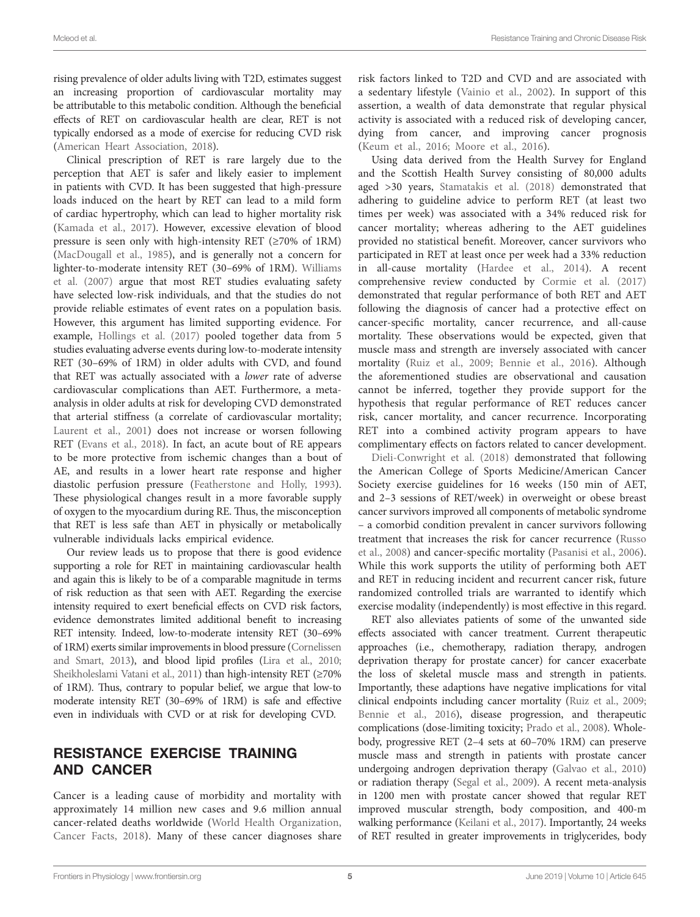rising prevalence of older adults living with T2D, estimates suggest an increasing proportion of cardiovascular mortality may be attributable to this metabolic condition. Although the beneficial effects of RET on cardiovascular health are clear, RET is not typically endorsed as a mode of exercise for reducing CVD risk (American Heart Association, 2018).

Clinical prescription of RET is rare largely due to the perception that AET is safer and likely easier to implement in patients with CVD. It has been suggested that high-pressure loads induced on the heart by RET can lead to a mild form of cardiac hypertrophy, which can lead to higher mortality risk (Kamada et al., 2017). However, excessive elevation of blood pressure is seen only with high-intensity RET (≥70% of 1RM) (MacDougall et al., 1985), and is generally not a concern for lighter-to-moderate intensity RET (30–69% of 1RM). Williams et al. (2007) argue that most RET studies evaluating safety have selected low-risk individuals, and that the studies do not provide reliable estimates of event rates on a population basis. However, this argument has limited supporting evidence. For example, Hollings et al. (2017) pooled together data from 5 studies evaluating adverse events during low-to-moderate intensity RET (30–69% of 1RM) in older adults with CVD, and found that RET was actually associated with a *lower* rate of adverse cardiovascular complications than AET. Furthermore, a meta-analysis in older adults at risk for developing CVD demonstrated that arterial stiffness (a correlate of cardiovascular mortality; Laurent et al., 2001) does not increase or worsen following RET (Evans et al., 2018). In fact, an acute bout of RE appears to be more protective from ischemic changes than a bout of AE, and results in a lower heart rate response and higher diastolic perfusion pressure (Featherstone and Holly, 1993). These physiological changes result in a more favorable supply of oxygen to the myocardium during RE. Thus, the misconception that RET is less safe than AET in physically or metabolically vulnerable individuals lacks empirical evidence.

Our review leads us to propose that there is good evidence supporting a role for RET in maintaining cardiovascular health and again this is likely to be of a comparable magnitude in terms of risk reduction as that seen with AET. Regarding the exercise intensity required to exert beneficial effects on CVD risk factors, evidence demonstrates limited additional benefit to increasing RET intensity. Indeed, low-to-moderate intensity RET (30–69% of 1RM) exerts similar improvements in blood pressure (Cornelissen and Smart, 2013), and blood lipid profiles (Lira et al., 2010; Sheikholeslami Vatani et al., 2011) than high-intensity RET (≥70% of 1RM). Thus, contrary to popular belief, we argue that low-to moderate intensity RET (30–69% of 1RM) is safe and effective even in individuals with CVD or at risk for developing CVD.

## RESISTANCE EXERCISE TRAINING AND CANCER

Cancer is a leading cause of morbidity and mortality with approximately 14 million new cases and 9.6 million annual cancer-related deaths worldwide (World Health Organization, Cancer Facts, 2018). Many of these cancer diagnoses share risk factors linked to T2D and CVD and are associated with a sedentary lifestyle (Vainio et al., 2002). In support of this assertion, a wealth of data demonstrate that regular physical activity is associated with a reduced risk of developing cancer, dying from cancer, and improving cancer prognosis (Keum et al., 2016; Moore et al., 2016).

Using data derived from the Health Survey for England and the Scottish Health Survey consisting of 80,000 adults aged >30 years, Stamatakis et al. (2018) demonstrated that adhering to guideline advice to perform RET (at least two times per week) was associated with a 34% reduced risk for cancer mortality; whereas adhering to the AET guidelines provided no statistical benefit. Moreover, cancer survivors who participated in RET at least once per week had a 33% reduction in all-cause mortality (Hardee et al., 2014). A recent comprehensive review conducted by Cormie et al. (2017) demonstrated that regular performance of both RET and AET following the diagnosis of cancer had a protective effect on cancer-specific mortality, cancer recurrence, and all-cause mortality. These observations would be expected, given that muscle mass and strength are inversely associated with cancer mortality (Ruiz et al., 2009; Bennie et al., 2016). Although the aforementioned studies are observational and causation cannot be inferred, together they provide support for the hypothesis that regular performance of RET reduces cancer risk, cancer mortality, and cancer recurrence. Incorporating RET into a combined activity program appears to have complimentary effects on factors related to cancer development.

Dieli-Conwright et al. (2018) demonstrated that following the American College of Sports Medicine/American Cancer Society exercise guidelines for 16 weeks (150 min of AET, and 2–3 sessions of RET/week) in overweight or obese breast cancer survivors improved all components of metabolic syndrome – a comorbid condition prevalent in cancer survivors following treatment that increases the risk for cancer recurrence (Russo et al., 2008) and cancer-specific mortality (Pasanisi et al., 2006). While this work supports the utility of performing both AET and RET in reducing incident and recurrent cancer risk, future randomized controlled trials are warranted to identify which exercise modality (independently) is most effective in this regard.

RET also alleviates patients of some of the unwanted side effects associated with cancer treatment. Current therapeutic approaches (i.e., chemotherapy, radiation therapy, androgen deprivation therapy for prostate cancer) for cancer exacerbate the loss of skeletal muscle mass and strength in patients. Importantly, these adaptions have negative implications for vital clinical endpoints including cancer mortality (Ruiz et al., 2009; Bennie et al., 2016), disease progression, and therapeutic complications (dose-limiting toxicity; Prado et al., 2008). Whole-body, progressive RET (2–4 sets at 60–70% 1RM) can preserve muscle mass and strength in patients with prostate cancer undergoing androgen deprivation therapy (Galvao et al., 2010) or radiation therapy (Segal et al., 2009). A recent meta-analysis in 1200 men with prostate cancer showed that regular RET improved muscular strength, body composition, and 400-m walking performance (Keilani et al., 2017). Importantly, 24 weeks of RET resulted in greater improvements in triglycerides, body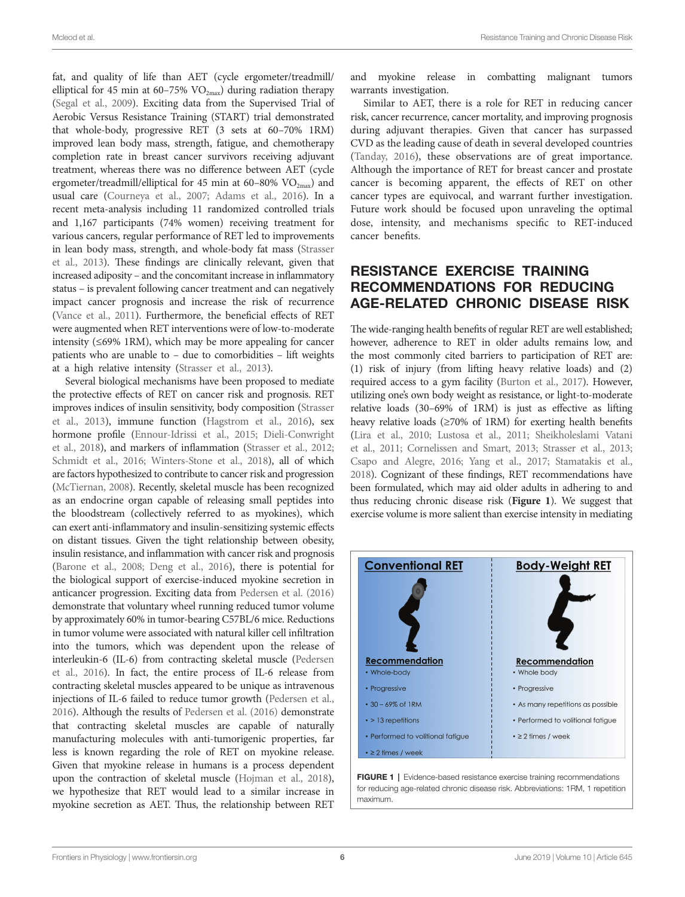fat, and quality of life than AET (cycle ergometer/treadmill/elliptical for 45 min at 60–75% $VO_{2max}$) during radiation therapy (Segal et al., 2009). Exciting data from the Supervised Trial of Aerobic Versus Resistance Training (START) trial demonstrated that whole-body, progressive RET (3 sets at 60–70% 1RM) improved lean body mass, strength, fatigue, and chemotherapy completion rate in breast cancer survivors receiving adjuvant treatment, whereas there was no difference between AET (cycle ergometer/treadmill/elliptical for 45 min at 60–80% $VO_{2max}$) and usual care (Courneya et al., 2007; Adams et al., 2016). In a recent meta-analysis including 11 randomized controlled trials and 1,167 participants (74% women) receiving treatment for various cancers, regular performance of RET led to improvements in lean body mass, strength, and whole-body fat mass (Strasser et al., 2013). These findings are clinically relevant, given that increased adiposity – and the concomitant increase in inflammatory status – is prevalent following cancer treatment and can negatively impact cancer prognosis and increase the risk of recurrence (Vance et al., 2011). Furthermore, the beneficial effects of RET were augmented when RET interventions were of low-to-moderate intensity (≤69% 1RM), which may be more appealing for cancer patients who are unable to – due to comorbidities – lift weights at a high relative intensity (Strasser et al., 2013).

Several biological mechanisms have been proposed to mediate the protective effects of RET on cancer risk and prognosis. RET improves indices of insulin sensitivity, body composition (Strasser et al., 2013), immune function (Hagstrom et al., 2016), sex hormone profile (Ennour-Idrissi et al., 2015; Dieli-Conwright et al., 2018), and markers of inflammation (Strasser et al., 2012; Schmidt et al., 2016; Winters-Stone et al., 2018), all of which are factors hypothesized to contribute to cancer risk and progression (McTiernan, 2008). Recently, skeletal muscle has been recognized as an endocrine organ capable of releasing small peptides into the bloodstream (collectively referred to as myokines), which can exert anti-inflammatory and insulin-sensitizing systemic effects on distant tissues. Given the tight relationship between obesity, insulin resistance, and inflammation with cancer risk and prognosis (Barone et al., 2008; Deng et al., 2016), there is potential for the biological support of exercise-induced myokine secretion in anticancer progression. Exciting data from Pedersen et al. (2016) demonstrate that voluntary wheel running reduced tumor volume by approximately 60% in tumor-bearing C57BL/6 mice. Reductions in tumor volume were associated with natural killer cell infiltration into the tumors, which was dependent upon the release of interleukin-6 (IL-6) from contracting skeletal muscle (Pedersen et al., 2016). In fact, the entire process of IL-6 release from contracting skeletal muscles appeared to be unique as intravenous injections of IL-6 failed to reduce tumor growth (Pedersen et al., 2016). Although the results of Pedersen et al. (2016) demonstrate that contracting skeletal muscles are capable of naturally manufacturing molecules with anti-tumorigenic properties, far less is known regarding the role of RET on myokine release. Given that myokine release in humans is a process dependent upon the contraction of skeletal muscle (Hojman et al., 2018), we hypothesize that RET would lead to a similar increase in myokine secretion as AET. Thus, the relationship between RET and myokine release in combatting malignant tumors warrants investigation.

Similar to AET, there is a role for RET in reducing cancer risk, cancer recurrence, cancer mortality, and improving prognosis during adjuvant therapies. Given that cancer has surpassed CVD as the leading cause of death in several developed countries (Tanday, 2016), these observations are of great importance. Although the importance of RET for breast cancer and prostate cancer is becoming apparent, the effects of RET on other cancer types are equivocal, and warrant further investigation. Future work should be focused upon unraveling the optimal dose, intensity, and mechanisms specific to RET-induced cancer benefits.

## RESISTANCE EXERCISE TRAINING RECOMMENDATIONS FOR REDUCING AGE-RELATED CHRONIC DISEASE RISK

The wide-ranging health benefits of regular RET are well established; however, adherence to RET in older adults remains low, and the most commonly cited barriers to participation of RET are: (1) risk of injury (from lifting heavy relative loads) and (2) required access to a gym facility (Burton et al., 2017). However, utilizing one's own body weight as resistance, or light-to-moderate relative loads (30–69% of 1RM) is just as effective as lifting heavy relative loads (≥70% of 1RM) for exerting health benefits (Lira et al., 2010; Lustosa et al., 2011; Sheikholeslami Vatani et al., 2011; Cornelissen and Smart, 2013; Strasser et al., 2013; Csapo and Alegre, 2016; Yang et al., 2017; Stamatakis et al., 2018). Cognizant of these findings, RET recommendations have been formulated, which may aid older adults in adhering to and thus reducing chronic disease risk (**Figure 1**). We suggest that exercise volume is more salient than exercise intensity in mediating

**Conventional RET**

**Recommendation**
- Whole-body
- Progressive
- 30 – 69% of 1RM
- > 13 repetitions
- Performed to volitional fatigue
- ≥ 2 times / week

**Body-Weight RET**

**Recommendation**
- Whole body
- Progressive
- As many repetitions as possible
- Performed to volitional fatigue
- ≥ 2 times / week

**FIGURE 1 |** Evidence-based resistance exercise training recommendations for reducing age-related chronic disease risk. Abbreviations: 1RM, 1 repetition maximum.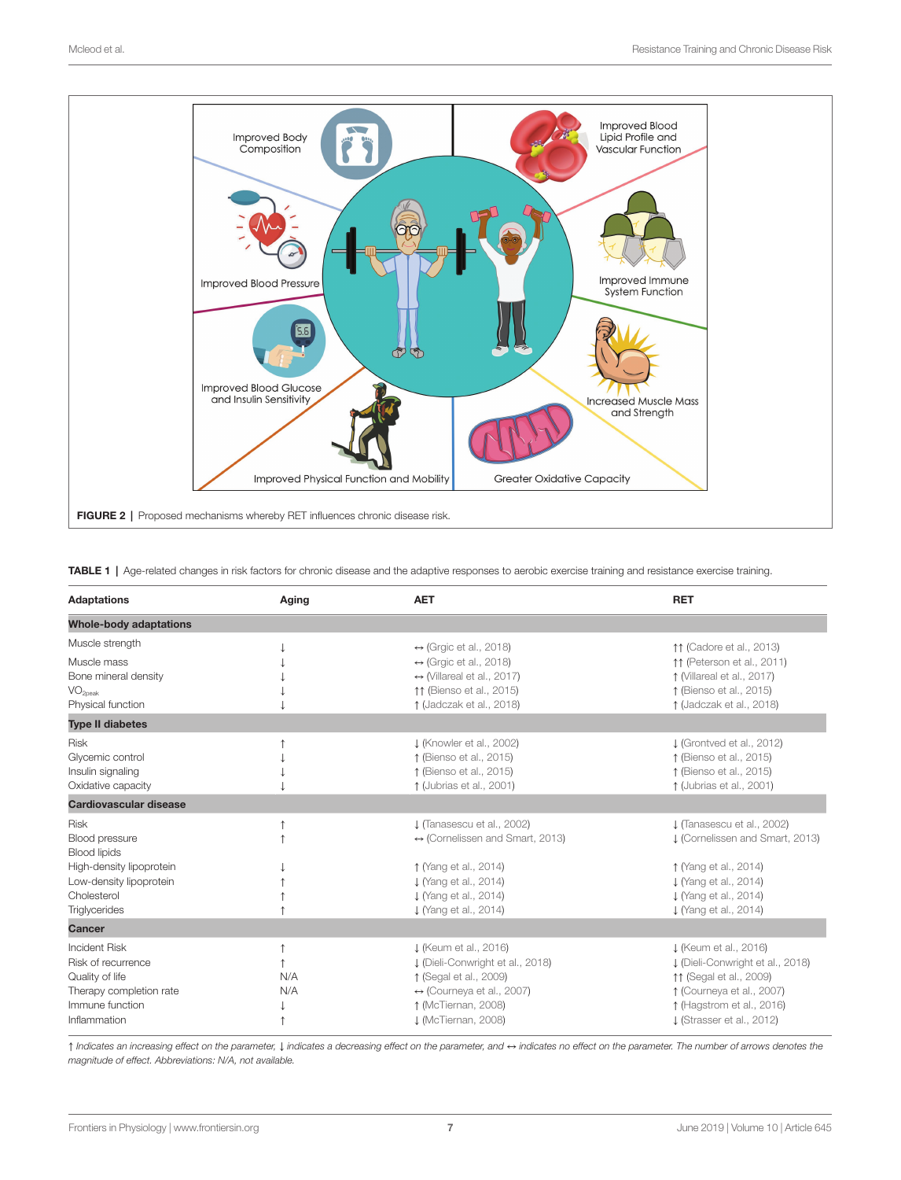FIGURE 2 | Proposed mechanisms whereby RET influences chronic disease risk.

TABLE 1 | Age-related changes in risk factors for chronic disease and the adaptive responses to aerobic exercise training and resistance exercise training.

| Adaptations | Aging | AET | RET |
|---|---|---|---|
| **Whole-body adaptations** | | | |
| Muscle strength | ↓ | ↔ (Grgic et al., 2018) | ↑↑ (Cadore et al., 2013) |
| Muscle mass | ↓ | ↔ (Grgic et al., 2018) | ↑↑ (Peterson et al., 2011) |
| Bone mineral density | ↓ | ↔ (Villareal et al., 2017) | ↑ (Villareal et al., 2017) |
| $VO_{2peak}$ | ↓ | ↑↑ (Bienso et al., 2015) | ↑ (Bienso et al., 2015) |
| Physical function | ↓ | ↑ (Jadczak et al., 2018) | ↑ (Jadczak et al., 2018) |
| **Type II diabetes** | | | |
| Risk | ↑ | ↓ (Knowler et al., 2002) | ↓ (Grontved et al., 2012) |
| Glycemic control | ↓ | ↑ (Bienso et al., 2015) | ↑ (Bienso et al., 2015) |
| Insulin signaling | ↓ | ↑ (Bienso et al., 2015) | ↑ (Bienso et al., 2015) |
| Oxidative capacity | ↓ | ↑ (Jubrias et al., 2001) | ↑ (Jubrias et al., 2001) |
| **Cardiovascular disease** | | | |
| Risk | ↑ | ↓ (Tanasescu et al., 2002) | ↓ (Tanasescu et al., 2002) |
| Blood pressure | ↑ | ↔ (Cornelissen and Smart, 2013) | ↓ (Cornelissen and Smart, 2013) |
| Blood lipids | | | |
| High-density lipoprotein | ↓ | ↑ (Yang et al., 2014) | ↑ (Yang et al., 2014) |
| Low-density lipoprotein | ↑ | ↓ (Yang et al., 2014) | ↓ (Yang et al., 2014) |
| Cholesterol | ↑ | ↓ (Yang et al., 2014) | ↓ (Yang et al., 2014) |
| Triglycerides | ↑ | ↓ (Yang et al., 2014) | ↓ (Yang et al., 2014) |
| **Cancer** | | | |
| Incident Risk | ↑ | ↓ (Keum et al., 2016) | ↓ (Keum et al., 2016) |
| Risk of recurrence | ↑ | ↓ (Dieli-Conwright et al., 2018) | ↓ (Dieli-Conwright et al., 2018) |
| Quality of life | N/A | ↑ (Segal et al., 2009) | ↑↑ (Segal et al., 2009) |
| Therapy completion rate | N/A | ↔ (Courneya et al., 2007) | ↑ (Courneya et al., 2007) |
| Immune function | ↓ | ↑ (McTiernan, 2008) | ↑ (Hagstrom et al., 2016) |
| Inflammation | ↑ | ↓ (McTiernan, 2008) | ↓ (Strasser et al., 2012) |

*↑ Indicates an increasing effect on the parameter, ↓ indicates a decreasing effect on the parameter, and ↔ indicates no effect on the parameter. The number of arrows denotes the magnitude of effect. Abbreviations: N/A, not available.*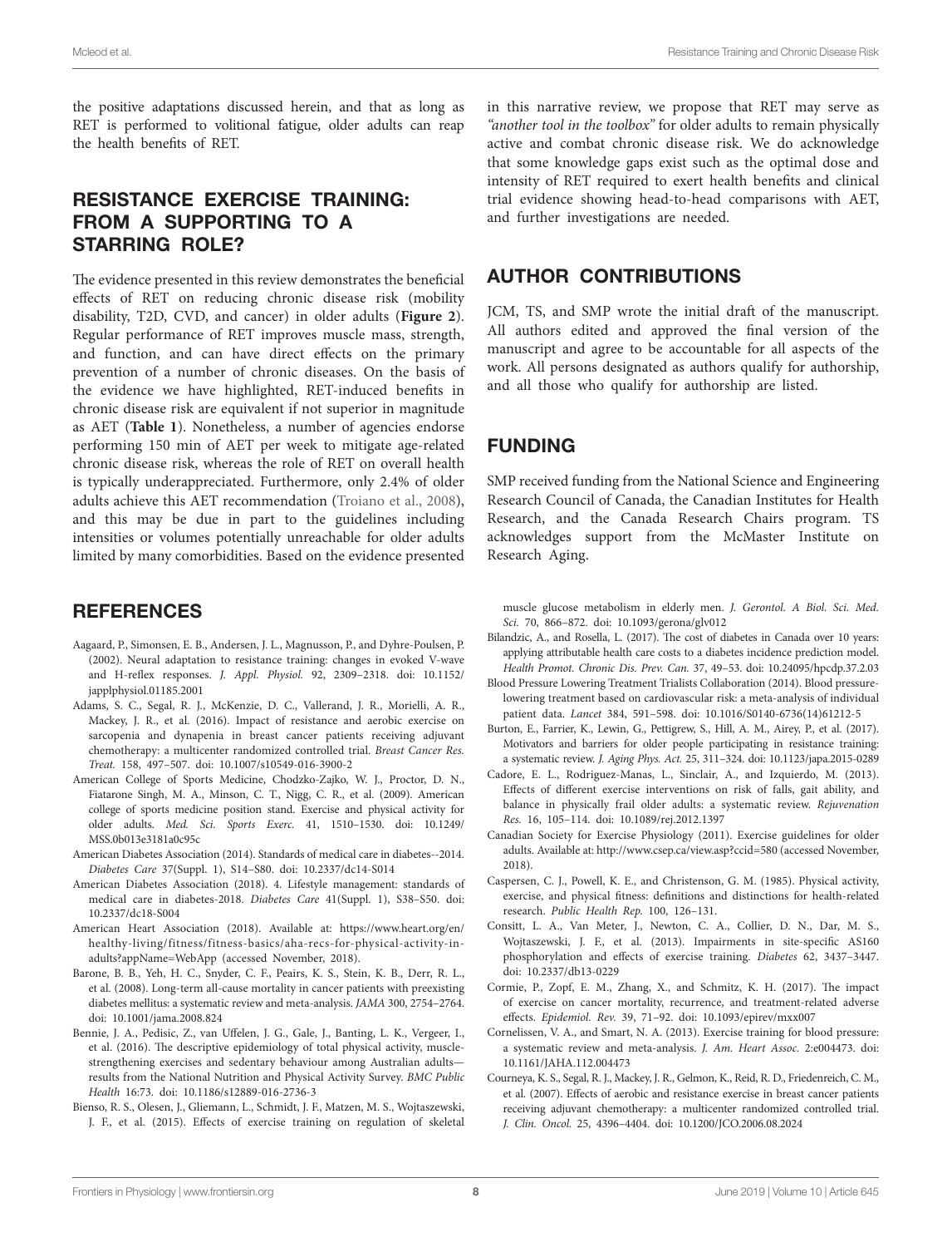the positive adaptations discussed herein, and that as long as RET is performed to volitional fatigue, older adults can reap the health benefits of RET.

## RESISTANCE EXERCISE TRAINING: FROM A SUPPORTING TO A STARRING ROLE?

The evidence presented in this review demonstrates the beneficial effects of RET on reducing chronic disease risk (mobility disability, T2D, CVD, and cancer) in older adults (**Figure 2**). Regular performance of RET improves muscle mass, strength, and function, and can have direct effects on the primary prevention of a number of chronic diseases. On the basis of the evidence we have highlighted, RET-induced benefits in chronic disease risk are equivalent if not superior in magnitude as AET (**Table 1**). Nonetheless, a number of agencies endorse performing 150 min of AET per week to mitigate age-related chronic disease risk, whereas the role of RET on overall health is typically underappreciated. Furthermore, only 2.4% of older adults achieve this AET recommendation (Troiano et al., 2008), and this may be due in part to the guidelines including intensities or volumes potentially unreachable for older adults limited by many comorbidities. Based on the evidence presented in this narrative review, we propose that RET may serve as *"another tool in the toolbox"* for older adults to remain physically active and combat chronic disease risk. We do acknowledge that some knowledge gaps exist such as the optimal dose and intensity of RET required to exert health benefits and clinical trial evidence showing head-to-head comparisons with AET, and further investigations are needed.

## AUTHOR CONTRIBUTIONS

JCM, TS, and SMP wrote the initial draft of the manuscript. All authors edited and approved the final version of the manuscript and agree to be accountable for all aspects of the work. All persons designated as authors qualify for authorship, and all those who qualify for authorship are listed.

## FUNDING

SMP received funding from the National Science and Engineering Research Council of Canada, the Canadian Institutes for Health Research, and the Canada Research Chairs program. TS acknowledges support from the McMaster Institute on Research Aging.

## REFERENCES

Aagaard, P., Simonsen, E. B., Andersen, J. L., Magnusson, P., and Dyhre-Poulsen, P. (2002). Neural adaptation to resistance training: changes in evoked V-wave and H-reflex responses. *J. Appl. Physiol.* 92, 2309–2318. doi: 10.1152/japplphysiol.01185.2001

Adams, S. C., Segal, R. J., McKenzie, D. C., Vallerand, J. R., Morielli, A. R., Mackey, J. R., et al. (2016). Impact of resistance and aerobic exercise on sarcopenia and dynapenia in breast cancer patients receiving adjuvant chemotherapy: a multicenter randomized controlled trial. *Breast Cancer Res. Treat.* 158, 497–507. doi: 10.1007/s10549-016-3900-2

American College of Sports Medicine, Chodzko-Zajko, W. J., Proctor, D. N., Fiatarone Singh, M. A., Minson, C. T., Nigg, C. R., et al. (2009). American college of sports medicine position stand. Exercise and physical activity for older adults. *Med. Sci. Sports Exerc.* 41, 1510–1530. doi: 10.1249/MSS.0b013e3181a0c95c

American Diabetes Association (2014). Standards of medical care in diabetes--2014. *Diabetes Care* 37(Suppl. 1), S14–S80. doi: 10.2337/dc14-S014

American Diabetes Association (2018). 4. Lifestyle management: standards of medical care in diabetes-2018. *Diabetes Care* 41(Suppl. 1), S38–S50. doi: 10.2337/dc18-S004

American Heart Association (2018). Available at: https://www.heart.org/en/healthy-living/fitness/fitness-basics/aha-recs-for-physical-activity-in-adults?appName=WebApp (accessed November, 2018).

Barone, B. B., Yeh, H. C., Snyder, C. F., Peairs, K. S., Stein, K. B., Derr, R. L., et al. (2008). Long-term all-cause mortality in cancer patients with preexisting diabetes mellitus: a systematic review and meta-analysis. *JAMA* 300, 2754–2764. doi: 10.1001/jama.2008.824

Bennie, J. A., Pedisic, Z., van Uffelen, J. G., Gale, J., Banting, L. K., Vergeer, I., et al. (2016). The descriptive epidemiology of total physical activity, muscle-strengthening exercises and sedentary behaviour among Australian adults—results from the National Nutrition and Physical Activity Survey. *BMC Public Health* 16:73. doi: 10.1186/s12889-016-2736-3

Bienso, R. S., Olesen, J., Gliemann, L., Schmidt, J. F., Matzen, M. S., Wojtaszewski, J. F., et al. (2015). Effects of exercise training on regulation of skeletal muscle glucose metabolism in elderly men. *J. Gerontol. A Biol. Sci. Med. Sci.* 70, 866–872. doi: 10.1093/gerona/glv012

Bilandzic, A., and Rosella, L. (2017). The cost of diabetes in Canada over 10 years: applying attributable health care costs to a diabetes incidence prediction model. *Health Promot. Chronic Dis. Prev. Can.* 37, 49–53. doi: 10.24095/hpcdp.37.2.03

Blood Pressure Lowering Treatment Trialists Collaboration (2014). Blood pressure-lowering treatment based on cardiovascular risk: a meta-analysis of individual patient data. *Lancet* 384, 591–598. doi: 10.1016/S0140-6736(14)61212-5

Burton, E., Farrier, K., Lewin, G., Pettigrew, S., Hill, A. M., Airey, P., et al. (2017). Motivators and barriers for older people participating in resistance training: a systematic review. *J. Aging Phys. Act.* 25, 311–324. doi: 10.1123/japa.2015-0289

Cadore, E. L., Rodriguez-Manas, L., Sinclair, A., and Izquierdo, M. (2013). Effects of different exercise interventions on risk of falls, gait ability, and balance in physically frail older adults: a systematic review. *Rejuvenation Res.* 16, 105–114. doi: 10.1089/rej.2012.1397

Canadian Society for Exercise Physiology (2011). Exercise guidelines for older adults. Available at: http://www.csep.ca/view.asp?ccid=580 (accessed November, 2018).

Caspersen, C. J., Powell, K. E., and Christenson, G. M. (1985). Physical activity, exercise, and physical fitness: definitions and distinctions for health-related research. *Public Health Rep.* 100, 126–131.

Consitt, L. A., Van Meter, J., Newton, C. A., Collier, D. N., Dar, M. S., Wojtaszewski, J. F., et al. (2013). Impairments in site-specific AS160 phosphorylation and effects of exercise training. *Diabetes* 62, 3437–3447. doi: 10.2337/db13-0229

Cormie, P., Zopf, E. M., Zhang, X., and Schmitz, K. H. (2017). The impact of exercise on cancer mortality, recurrence, and treatment-related adverse effects. *Epidemiol. Rev.* 39, 71–92. doi: 10.1093/epirev/mxx007

Cornelissen, V. A., and Smart, N. A. (2013). Exercise training for blood pressure: a systematic review and meta-analysis. *J. Am. Heart Assoc.* 2:e004473. doi: 10.1161/JAHA.112.004473

Courneya, K. S., Segal, R. J., Mackey, J. R., Gelmon, K., Reid, R. D., Friedenreich, C. M., et al. (2007). Effects of aerobic and resistance exercise in breast cancer patients receiving adjuvant chemotherapy: a multicenter randomized controlled trial. *J. Clin. Oncol.* 25, 4396–4404. doi: 10.1200/JCO.2006.08.2024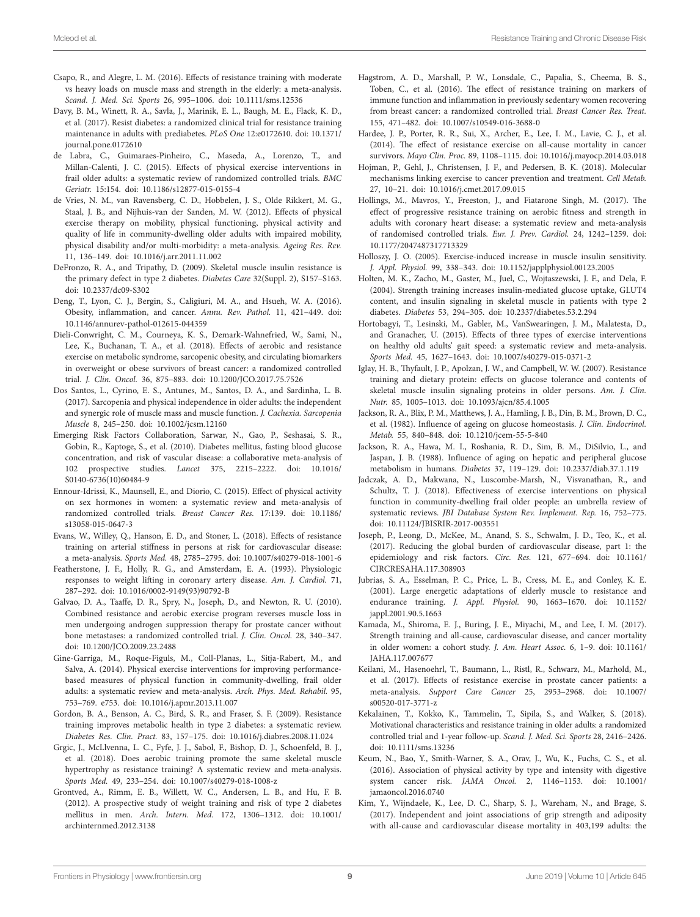Csapo, R., and Alegre, L. M. (2016). Effects of resistance training with moderate vs heavy loads on muscle mass and strength in the elderly: a meta-analysis. *Scand. J. Med. Sci. Sports* 26, 995–1006. doi: 10.1111/sms.12536

Davy, B. M., Winett, R. A., Savla, J., Marinik, E. L., Baugh, M. E., Flack, K. D., et al. (2017). Resist diabetes: a randomized clinical trial for resistance training maintenance in adults with prediabetes. *PLoS One* 12:e0172610. doi: 10.1371/journal.pone.0172610

de Labra, C., Guimaraes-Pinheiro, C., Maseda, A., Lorenzo, T., and Millan-Calenti, J. C. (2015). Effects of physical exercise interventions in frail older adults: a systematic review of randomized controlled trials. *BMC Geriatr.* 15:154. doi: 10.1186/s12877-015-0155-4

de Vries, N. M., van Ravensberg, C. D., Hobbelen, J. S., Olde Rikkert, M. G., Staal, J. B., and Nijhuis-van der Sanden, M. W. (2012). Effects of physical exercise therapy on mobility, physical functioning, physical activity and quality of life in community-dwelling older adults with impaired mobility, physical disability and/or multi-morbidity: a meta-analysis. *Ageing Res. Rev.* 11, 136–149. doi: 10.1016/j.arr.2011.11.002

DeFronzo, R. A., and Tripathy, D. (2009). Skeletal muscle insulin resistance is the primary defect in type 2 diabetes. *Diabetes Care* 32(Suppl. 2), S157–S163. doi: 10.2337/dc09-S302

Deng, T., Lyon, C. J., Bergin, S., Caligiuri, M. A., and Hsueh, W. A. (2016). Obesity, inflammation, and cancer. *Annu. Rev. Pathol.* 11, 421–449. doi: 10.1146/annurev-pathol-012615-044359

Dieli-Conwright, C. M., Courneya, K. S., Demark-Wahnefried, W., Sami, N., Lee, K., Buchanan, T. A., et al. (2018). Effects of aerobic and resistance exercise on metabolic syndrome, sarcopenic obesity, and circulating biomarkers in overweight or obese survivors of breast cancer: a randomized controlled trial. *J. Clin. Oncol.* 36, 875–883. doi: 10.1200/JCO.2017.75.7526

Dos Santos, L., Cyrino, E. S., Antunes, M., Santos, D. A., and Sardinha, L. B. (2017). Sarcopenia and physical independence in older adults: the independent and synergic role of muscle mass and muscle function. *J. Cachexia. Sarcopenia Muscle* 8, 245–250. doi: 10.1002/jcsm.12160

Emerging Risk Factors Collaboration, Sarwar, N., Gao, P., Seshasai, S. R., Gobin, R., Kaptoge, S., et al. (2010). Diabetes mellitus, fasting blood glucose concentration, and risk of vascular disease: a collaborative meta-analysis of 102 prospective studies. *Lancet* 375, 2215–2222. doi: 10.1016/S0140-6736(10)60484-9

Ennour-Idrissi, K., Maunsell, E., and Diorio, C. (2015). Effect of physical activity on sex hormones in women: a systematic review and meta-analysis of randomized controlled trials. *Breast Cancer Res.* 17:139. doi: 10.1186/s13058-015-0647-3

Evans, W., Willey, Q., Hanson, E. D., and Stoner, L. (2018). Effects of resistance training on arterial stiffness in persons at risk for cardiovascular disease: a meta-analysis. *Sports Med.* 48, 2785–2795. doi: 10.1007/s40279-018-1001-6

Featherstone, J. F., Holly, R. G., and Amsterdam, E. A. (1993). Physiologic responses to weight lifting in coronary artery disease. *Am. J. Cardiol.* 71, 287–292. doi: 10.1016/0002-9149(93)90792-B

Galvao, D. A., Taaffe, D. R., Spry, N., Joseph, D., and Newton, R. U. (2010). Combined resistance and aerobic exercise program reverses muscle loss in men undergoing androgen suppression therapy for prostate cancer without bone metastases: a randomized controlled trial. *J. Clin. Oncol.* 28, 340–347. doi: 10.1200/JCO.2009.23.2488

Gine-Garriga, M., Roque-Figuls, M., Coll-Planas, L., Sitja-Rabert, M., and Salva, A. (2014). Physical exercise interventions for improving performance-based measures of physical function in community-dwelling, frail older adults: a systematic review and meta-analysis. *Arch. Phys. Med. Rehabil.* 95, 753–769. e753. doi: 10.1016/j.apmr.2013.11.007

Gordon, B. A., Benson, A. C., Bird, S. R., and Fraser, S. F. (2009). Resistance training improves metabolic health in type 2 diabetes: a systematic review. *Diabetes Res. Clin. Pract.* 83, 157–175. doi: 10.1016/j.diabres.2008.11.024

Grgic, J., McLlvenna, L. C., Fyfe, J. J., Sabol, F., Bishop, D. J., Schoenfeld, B. J., et al. (2018). Does aerobic training promote the same skeletal muscle hypertrophy as resistance training? A systematic review and meta-analysis. *Sports Med.* 49, 233–254. doi: 10.1007/s40279-018-1008-z

Grontved, A., Rimm, E. B., Willett, W. C., Andersen, L. B., and Hu, F. B. (2012). A prospective study of weight training and risk of type 2 diabetes mellitus in men. *Arch. Intern. Med.* 172, 1306–1312. doi: 10.1001/archinternmed.2012.3138

Hagstrom, A. D., Marshall, P. W., Lonsdale, C., Papalia, S., Cheema, B. S., Toben, C., et al. (2016). The effect of resistance training on markers of immune function and inflammation in previously sedentary women recovering from breast cancer: a randomized controlled trial. *Breast Cancer Res. Treat.* 155, 471–482. doi: 10.1007/s10549-016-3688-0

Hardee, J. P., Porter, R. R., Sui, X., Archer, E., Lee, I. M., Lavie, C. J., et al. (2014). The effect of resistance exercise on all-cause mortality in cancer survivors. *Mayo Clin. Proc.* 89, 1108–1115. doi: 10.1016/j.mayocp.2014.03.018

Hojman, P., Gehl, J., Christensen, J. F., and Pedersen, B. K. (2018). Molecular mechanisms linking exercise to cancer prevention and treatment. *Cell Metab.* 27, 10–21. doi: 10.1016/j.cmet.2017.09.015

Hollings, M., Mavros, Y., Freeston, J., and Fiatarone Singh, M. (2017). The effect of progressive resistance training on aerobic fitness and strength in adults with coronary heart disease: a systematic review and meta-analysis of randomised controlled trials. *Eur. J. Prev. Cardiol.* 24, 1242–1259. doi: 10.1177/2047487317713329

Holloszy, J. O. (2005). Exercise-induced increase in muscle insulin sensitivity. *J. Appl. Physiol.* 99, 338–343. doi: 10.1152/japplphysiol.00123.2005

Holten, M. K., Zacho, M., Gaster, M., Juel, C., Wojtaszewski, J. F., and Dela, F. (2004). Strength training increases insulin-mediated glucose uptake, GLUT4 content, and insulin signaling in skeletal muscle in patients with type 2 diabetes. *Diabetes* 53, 294–305. doi: 10.2337/diabetes.53.2.294

Hortobagyi, T., Lesinski, M., Gabler, M., VanSwearingen, J. M., Malatesta, D., and Granacher, U. (2015). Effects of three types of exercise interventions on healthy old adults' gait speed: a systematic review and meta-analysis. *Sports Med.* 45, 1627–1643. doi: 10.1007/s40279-015-0371-2

Iglay, H. B., Thyfault, J. P., Apolzan, J. W., and Campbell, W. W. (2007). Resistance training and dietary protein: effects on glucose tolerance and contents of skeletal muscle insulin signaling proteins in older persons. *Am. J. Clin. Nutr.* 85, 1005–1013. doi: 10.1093/ajcn/85.4.1005

Jackson, R. A., Blix, P. M., Matthews, J. A., Hamling, J. B., Din, B. M., Brown, D. C., et al. (1982). Influence of ageing on glucose homeostasis. *J. Clin. Endocrinol. Metab.* 55, 840–848. doi: 10.1210/jcem-55-5-840

Jackson, R. A., Hawa, M. I., Roshania, R. D., Sim, B. M., DiSilvio, L., and Jaspan, J. B. (1988). Influence of aging on hepatic and peripheral glucose metabolism in humans. *Diabetes* 37, 119–129. doi: 10.2337/diab.37.1.119

Jadczak, A. D., Makwana, N., Luscombe-Marsh, N., Visvanathan, R., and Schultz, T. J. (2018). Effectiveness of exercise interventions on physical function in community-dwelling frail older people: an umbrella review of systematic reviews. *JBI Database System Rev. Implement. Rep.* 16, 752–775. doi: 10.11124/JBISRIR-2017-003551

Joseph, P., Leong, D., McKee, M., Anand, S. S., Schwalm, J. D., Teo, K., et al. (2017). Reducing the global burden of cardiovascular disease, part 1: the epidemiology and risk factors. *Circ. Res.* 121, 677–694. doi: 10.1161/CIRCRESAHA.117.308903

Jubrias, S. A., Esselman, P. C., Price, L. B., Cress, M. E., and Conley, K. E. (2001). Large energetic adaptations of elderly muscle to resistance and endurance training. *J. Appl. Physiol.* 90, 1663–1670. doi: 10.1152/jappl.2001.90.5.1663

Kamada, M., Shiroma, E. J., Buring, J. E., Miyachi, M., and Lee, I. M. (2017). Strength training and all-cause, cardiovascular disease, and cancer mortality in older women: a cohort study. *J. Am. Heart Assoc.* 6, 1–9. doi: 10.1161/JAHA.117.007677

Keilani, M., Hasenoehrl, T., Baumann, L., Ristl, R., Schwarz, M., Marhold, M., et al. (2017). Effects of resistance exercise in prostate cancer patients: a meta-analysis. *Support Care Cancer* 25, 2953–2968. doi: 10.1007/s00520-017-3771-z

Kekalainen, T., Kokko, K., Tammelin, T., Sipila, S., and Walker, S. (2018). Motivational characteristics and resistance training in older adults: a randomized controlled trial and 1-year follow-up. *Scand. J. Med. Sci. Sports* 28, 2416–2426. doi: 10.1111/sms.13236

Keum, N., Bao, Y., Smith-Warner, S. A., Orav, J., Wu, K., Fuchs, C. S., et al. (2016). Association of physical activity by type and intensity with digestive system cancer risk. *JAMA Oncol.* 2, 1146–1153. doi: 10.1001/jamaoncol.2016.0740

Kim, Y., Wijndaele, K., Lee, D. C., Sharp, S. J., Wareham, N., and Brage, S. (2017). Independent and joint associations of grip strength and adiposity with all-cause and cardiovascular disease mortality in 403,199 adults: the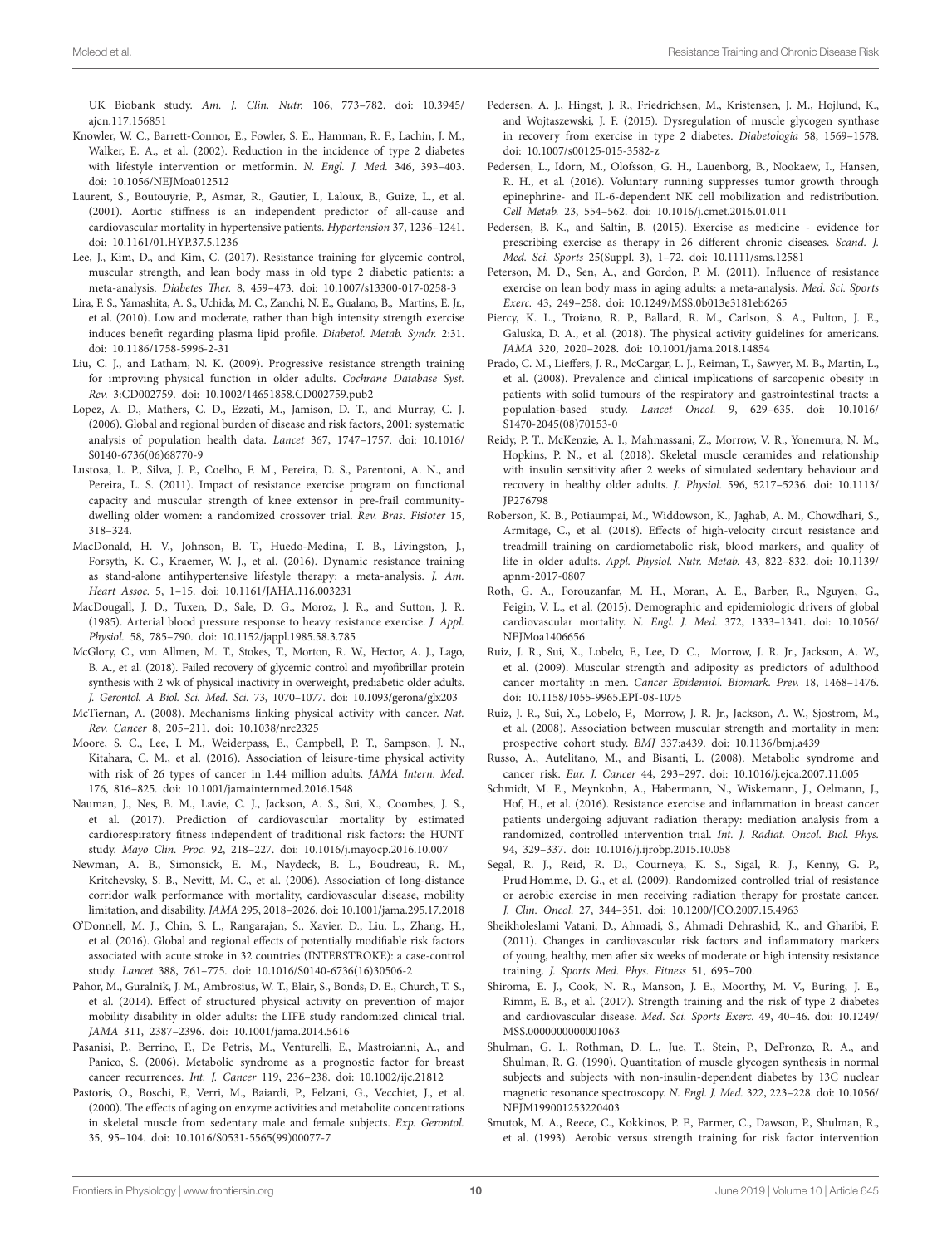UK Biobank study. *Am. J. Clin. Nutr.* 106, 773–782. doi: 10.3945/ajcn.117.156851

Knowler, W. C., Barrett-Connor, E., Fowler, S. E., Hamman, R. F., Lachin, J. M., Walker, E. A., et al. (2002). Reduction in the incidence of type 2 diabetes with lifestyle intervention or metformin. *N. Engl. J. Med.* 346, 393–403. doi: 10.1056/NEJMoa012512

Laurent, S., Boutouyrie, P., Asmar, R., Gautier, I., Laloux, B., Guize, L., et al. (2001). Aortic stiffness is an independent predictor of all-cause and cardiovascular mortality in hypertensive patients. *Hypertension* 37, 1236–1241. doi: 10.1161/01.HYP.37.5.1236

Lee, J., Kim, D., and Kim, C. (2017). Resistance training for glycemic control, muscular strength, and lean body mass in old type 2 diabetic patients: a meta-analysis. *Diabetes Ther.* 8, 459–473. doi: 10.1007/s13300-017-0258-3

Lira, F. S., Yamashita, A. S., Uchida, M. C., Zanchi, N. E., Gualano, B., Martins, E. Jr., et al. (2010). Low and moderate, rather than high intensity strength exercise induces benefit regarding plasma lipid profile. *Diabetol. Metab. Syndr.* 2:31. doi: 10.1186/1758-5996-2-31

Liu, C. J., and Latham, N. K. (2009). Progressive resistance strength training for improving physical function in older adults. *Cochrane Database Syst. Rev.* 3:CD002759. doi: 10.1002/14651858.CD002759.pub2

Lopez, A. D., Mathers, C. D., Ezzati, M., Jamison, D. T., and Murray, C. J. (2006). Global and regional burden of disease and risk factors, 2001: systematic analysis of population health data. *Lancet* 367, 1747–1757. doi: 10.1016/S0140-6736(06)68770-9

Lustosa, L. P., Silva, J. P., Coelho, F. M., Pereira, D. S., Parentoni, A. N., and Pereira, L. S. (2011). Impact of resistance exercise program on functional capacity and muscular strength of knee extensor in pre-frail community-dwelling older women: a randomized crossover trial. *Rev. Bras. Fisioter* 15, 318–324.

MacDonald, H. V., Johnson, B. T., Huedo-Medina, T. B., Livingston, J., Forsyth, K. C., Kraemer, W. J., et al. (2016). Dynamic resistance training as stand-alone antihypertensive lifestyle therapy: a meta-analysis. *J. Am. Heart Assoc.* 5, 1–15. doi: 10.1161/JAHA.116.003231

MacDougall, J. D., Tuxen, D., Sale, D. G., Moroz, J. R., and Sutton, J. R. (1985). Arterial blood pressure response to heavy resistance exercise. *J. Appl. Physiol.* 58, 785–790. doi: 10.1152/jappl.1985.58.3.785

McGlory, C., von Allmen, M. T., Stokes, T., Morton, R. W., Hector, A. J., Lago, B. A., et al. (2018). Failed recovery of glycemic control and myofibrillar protein synthesis with 2 wk of physical inactivity in overweight, prediabetic older adults. *J. Gerontol. A Biol. Sci. Med. Sci.* 73, 1070–1077. doi: 10.1093/gerona/glx203

McTiernan, A. (2008). Mechanisms linking physical activity with cancer. *Nat. Rev. Cancer* 8, 205–211. doi: 10.1038/nrc2325

Moore, S. C., Lee, I. M., Weiderpass, E., Campbell, P. T., Sampson, J. N., Kitahara, C. M., et al. (2016). Association of leisure-time physical activity with risk of 26 types of cancer in 1.44 million adults. *JAMA Intern. Med.* 176, 816–825. doi: 10.1001/jamainternmed.2016.1548

Nauman, J., Nes, B. M., Lavie, C. J., Jackson, A. S., Sui, X., Coombes, J. S., et al. (2017). Prediction of cardiovascular mortality by estimated cardiorespiratory fitness independent of traditional risk factors: the HUNT study. *Mayo Clin. Proc.* 92, 218–227. doi: 10.1016/j.mayocp.2016.10.007

Newman, A. B., Simonsick, E. M., Naydeck, B. L., Boudreau, R. M., Kritchevsky, S. B., Nevitt, M. C., et al. (2006). Association of long-distance corridor walk performance with mortality, cardiovascular disease, mobility limitation, and disability. *JAMA* 295, 2018–2026. doi: 10.1001/jama.295.17.2018

O'Donnell, M. J., Chin, S. L., Rangarajan, S., Xavier, D., Liu, L., Zhang, H., et al. (2016). Global and regional effects of potentially modifiable risk factors associated with acute stroke in 32 countries (INTERSTROKE): a case-control study. *Lancet* 388, 761–775. doi: 10.1016/S0140-6736(16)30506-2

Pahor, M., Guralnik, J. M., Ambrosius, W. T., Blair, S., Bonds, D. E., Church, T. S., et al. (2014). Effect of structured physical activity on prevention of major mobility disability in older adults: the LIFE study randomized clinical trial. *JAMA* 311, 2387–2396. doi: 10.1001/jama.2014.5616

Pasanisi, P., Berrino, F., De Petris, M., Venturelli, E., Mastroianni, A., and Panico, S. (2006). Metabolic syndrome as a prognostic factor for breast cancer recurrences. *Int. J. Cancer* 119, 236–238. doi: 10.1002/ijc.21812

Pastoris, O., Boschi, F., Verri, M., Baiardi, P., Felzani, G., Vecchiet, J., et al. (2000). The effects of aging on enzyme activities and metabolite concentrations in skeletal muscle from sedentary male and female subjects. *Exp. Gerontol.* 35, 95–104. doi: 10.1016/S0531-5565(99)00077-7

Pedersen, A. J., Hingst, J. R., Friedrichsen, M., Kristensen, J. M., Hojlund, K., and Wojtaszewski, J. F. (2015). Dysregulation of muscle glycogen synthase in recovery from exercise in type 2 diabetes. *Diabetologia* 58, 1569–1578. doi: 10.1007/s00125-015-3582-z

Pedersen, L., Idorn, M., Olofsson, G. H., Lauenborg, B., Nookaew, I., Hansen, R. H., et al. (2016). Voluntary running suppresses tumor growth through epinephrine- and IL-6-dependent NK cell mobilization and redistribution. *Cell Metab.* 23, 554–562. doi: 10.1016/j.cmet.2016.01.011

Pedersen, B. K., and Saltin, B. (2015). Exercise as medicine - evidence for prescribing exercise as therapy in 26 different chronic diseases. *Scand. J. Med. Sci. Sports* 25(Suppl. 3), 1–72. doi: 10.1111/sms.12581

Peterson, M. D., Sen, A., and Gordon, P. M. (2011). Influence of resistance exercise on lean body mass in aging adults: a meta-analysis. *Med. Sci. Sports Exerc.* 43, 249–258. doi: 10.1249/MSS.0b013e3181eb6265

Piercy, K. L., Troiano, R. P., Ballard, R. M., Carlson, S. A., Fulton, J. E., Galuska, D. A., et al. (2018). The physical activity guidelines for americans. *JAMA* 320, 2020–2028. doi: 10.1001/jama.2018.14854

Prado, C. M., Lieffers, J. R., McCargar, L. J., Reiman, T., Sawyer, M. B., Martin, L., et al. (2008). Prevalence and clinical implications of sarcopenic obesity in patients with solid tumours of the respiratory and gastrointestinal tracts: a population-based study. *Lancet Oncol.* 9, 629–635. doi: 10.1016/S1470-2045(08)70153-0

Reidy, P. T., McKenzie, A. I., Mahmassani, Z., Morrow, V. R., Yonemura, N. M., Hopkins, P. N., et al. (2018). Skeletal muscle ceramides and relationship with insulin sensitivity after 2 weeks of simulated sedentary behaviour and recovery in healthy older adults. *J. Physiol.* 596, 5217–5236. doi: 10.1113/JP276798

Roberson, K. B., Potiaumpai, M., Widdowson, K., Jaghab, A. M., Chowdhari, S., Armitage, C., et al. (2018). Effects of high-velocity circuit resistance and treadmill training on cardiometabolic risk, blood markers, and quality of life in older adults. *Appl. Physiol. Nutr. Metab.* 43, 822–832. doi: 10.1139/apnm-2017-0807

Roth, G. A., Forouzanfar, M. H., Moran, A. E., Barber, R., Nguyen, G., Feigin, V. L., et al. (2015). Demographic and epidemiologic drivers of global cardiovascular mortality. *N. Engl. J. Med.* 372, 1333–1341. doi: 10.1056/NEJMoa1406656

Ruiz, J. R., Sui, X., Lobelo, F., Lee, D. C., Morrow, J. R. Jr., Jackson, A. W., et al. (2009). Muscular strength and adiposity as predictors of adulthood cancer mortality in men. *Cancer Epidemiol. Biomark. Prev.* 18, 1468–1476. doi: 10.1158/1055-9965.EPI-08-1075

Ruiz, J. R., Sui, X., Lobelo, F., Morrow, J. R. Jr., Jackson, A. W., Sjostrom, M., et al. (2008). Association between muscular strength and mortality in men: prospective cohort study. *BMJ* 337:a439. doi: 10.1136/bmj.a439

Russo, A., Autelitano, M., and Bisanti, L. (2008). Metabolic syndrome and cancer risk. *Eur. J. Cancer* 44, 293–297. doi: 10.1016/j.ejca.2007.11.005

Schmidt, M. E., Meynkohn, A., Habermann, N., Wiskemann, J., Oelmann, J., Hof, H., et al. (2016). Resistance exercise and inflammation in breast cancer patients undergoing adjuvant radiation therapy: mediation analysis from a randomized, controlled intervention trial. *Int. J. Radiat. Oncol. Biol. Phys.* 94, 329–337. doi: 10.1016/j.ijrobp.2015.10.058

Segal, R. J., Reid, R. D., Courneya, K. S., Sigal, R. J., Kenny, G. P., Prud'Homme, D. G., et al. (2009). Randomized controlled trial of resistance or aerobic exercise in men receiving radiation therapy for prostate cancer. *J. Clin. Oncol.* 27, 344–351. doi: 10.1200/JCO.2007.15.4963

Sheikholeslami Vatani, D., Ahmadi, S., Ahmadi Dehrashid, K., and Gharibi, F. (2011). Changes in cardiovascular risk factors and inflammatory markers of young, healthy, men after six weeks of moderate or high intensity resistance training. *J. Sports Med. Phys. Fitness* 51, 695–700.

Shiroma, E. J., Cook, N. R., Manson, J. E., Moorthy, M. V., Buring, J. E., Rimm, E. B., et al. (2017). Strength training and the risk of type 2 diabetes and cardiovascular disease. *Med. Sci. Sports Exerc.* 49, 40–46. doi: 10.1249/MSS.0000000000001063

Shulman, G. I., Rothman, D. L., Jue, T., Stein, P., DeFronzo, R. A., and Shulman, R. G. (1990). Quantitation of muscle glycogen synthesis in normal subjects and subjects with non-insulin-dependent diabetes by 13C nuclear magnetic resonance spectroscopy. *N. Engl. J. Med.* 322, 223–228. doi: 10.1056/NEJM199001253220403

Smutok, M. A., Reece, C., Kokkinos, P. F., Farmer, C., Dawson, P., Shulman, R., et al. (1993). Aerobic versus strength training for risk factor intervention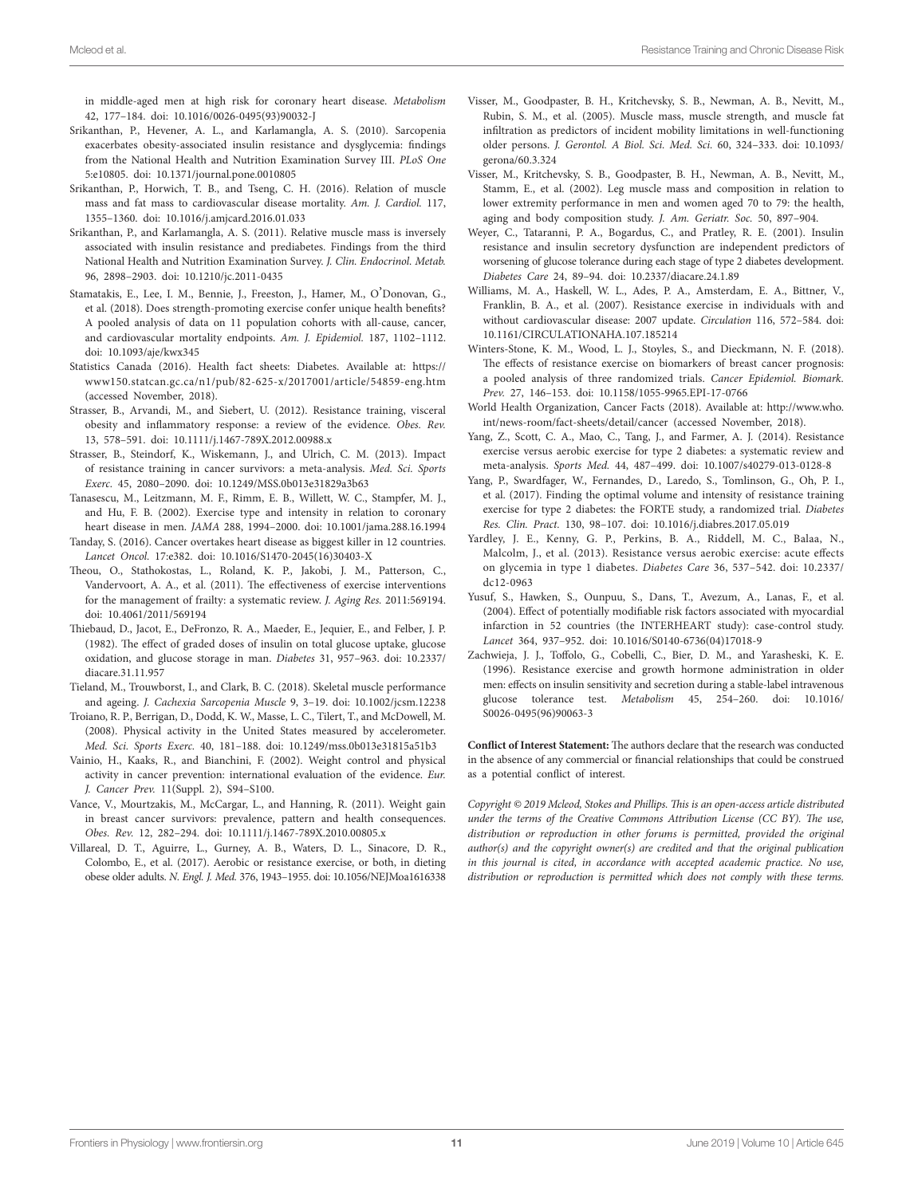in middle-aged men at high risk for coronary heart disease. *Metabolism* 42, 177–184. doi: 10.1016/0026-0495(93)90032-J

Srikanthan, P., Hevener, A. L., and Karlamangla, A. S. (2010). Sarcopenia exacerbates obesity-associated insulin resistance and dysglycemia: findings from the National Health and Nutrition Examination Survey III. *PLoS One* 5:e10805. doi: 10.1371/journal.pone.0010805

Srikanthan, P., Horwich, T. B., and Tseng, C. H. (2016). Relation of muscle mass and fat mass to cardiovascular disease mortality. *Am. J. Cardiol.* 117, 1355–1360. doi: 10.1016/j.amjcard.2016.01.033

Srikanthan, P., and Karlamangla, A. S. (2011). Relative muscle mass is inversely associated with insulin resistance and prediabetes. Findings from the third National Health and Nutrition Examination Survey. *J. Clin. Endocrinol. Metab.* 96, 2898–2903. doi: 10.1210/jc.2011-0435

Stamatakis, E., Lee, I. M., Bennie, J., Freeston, J., Hamer, M., O'Donovan, G., et al. (2018). Does strength-promoting exercise confer unique health benefits? A pooled analysis of data on 11 population cohorts with all-cause, cancer, and cardiovascular mortality endpoints. *Am. J. Epidemiol.* 187, 1102–1112. doi: 10.1093/aje/kwx345

Statistics Canada (2016). Health fact sheets: Diabetes. Available at: https://www150.statcan.gc.ca/n1/pub/82-625-x/2017001/article/54859-eng.htm (accessed November, 2018).

Strasser, B., Arvandi, M., and Siebert, U. (2012). Resistance training, visceral obesity and inflammatory response: a review of the evidence. *Obes. Rev.* 13, 578–591. doi: 10.1111/j.1467-789X.2012.00988.x

Strasser, B., Steindorf, K., Wiskemann, J., and Ulrich, C. M. (2013). Impact of resistance training in cancer survivors: a meta-analysis. *Med. Sci. Sports Exerc.* 45, 2080–2090. doi: 10.1249/MSS.0b013e31829a3b63

Tanasescu, M., Leitzmann, M. F., Rimm, E. B., Willett, W. C., Stampfer, M. J., and Hu, F. B. (2002). Exercise type and intensity in relation to coronary heart disease in men. *JAMA* 288, 1994–2000. doi: 10.1001/jama.288.16.1994

Tanday, S. (2016). Cancer overtakes heart disease as biggest killer in 12 countries. *Lancet Oncol.* 17:e382. doi: 10.1016/S1470-2045(16)30403-X

Theou, O., Stathokostas, L., Roland, K. P., Jakobi, J. M., Patterson, C., Vandervoort, A. A., et al. (2011). The effectiveness of exercise interventions for the management of frailty: a systematic review. *J. Aging Res.* 2011:569194. doi: 10.4061/2011/569194

Thiebaud, D., Jacot, E., DeFronzo, R. A., Maeder, E., Jequier, E., and Felber, J. P. (1982). The effect of graded doses of insulin on total glucose uptake, glucose oxidation, and glucose storage in man. *Diabetes* 31, 957–963. doi: 10.2337/diacare.31.11.957

Tieland, M., Trouwborst, I., and Clark, B. C. (2018). Skeletal muscle performance and ageing. *J. Cachexia Sarcopenia Muscle* 9, 3–19. doi: 10.1002/jcsm.12238

Troiano, R. P., Berrigan, D., Dodd, K. W., Masse, L. C., Tilert, T., and McDowell, M. (2008). Physical activity in the United States measured by accelerometer. *Med. Sci. Sports Exerc.* 40, 181–188. doi: 10.1249/mss.0b013e31815a51b3

Vainio, H., Kaaks, R., and Bianchini, F. (2002). Weight control and physical activity in cancer prevention: international evaluation of the evidence. *Eur. J. Cancer Prev.* 11(Suppl. 2), S94–S100.

Vance, V., Mourtzakis, M., McCargar, L., and Hanning, R. (2011). Weight gain in breast cancer survivors: prevalence, pattern and health consequences. *Obes. Rev.* 12, 282–294. doi: 10.1111/j.1467-789X.2010.00805.x

Villareal, D. T., Aguirre, L., Gurney, A. B., Waters, D. L., Sinacore, D. R., Colombo, E., et al. (2017). Aerobic or resistance exercise, or both, in dieting obese older adults. *N. Engl. J. Med.* 376, 1943–1955. doi: 10.1056/NEJMoa1616338

Visser, M., Goodpaster, B. H., Kritchevsky, S. B., Newman, A. B., Nevitt, M., Rubin, S. M., et al. (2005). Muscle mass, muscle strength, and muscle fat infiltration as predictors of incident mobility limitations in well-functioning older persons. *J. Gerontol. A Biol. Sci. Med. Sci.* 60, 324–333. doi: 10.1093/gerona/60.3.324

Visser, M., Kritchevsky, S. B., Goodpaster, B. H., Newman, A. B., Nevitt, M., Stamm, E., et al. (2002). Leg muscle mass and composition in relation to lower extremity performance in men and women aged 70 to 79: the health, aging and body composition study. *J. Am. Geriatr. Soc.* 50, 897–904.

Weyer, C., Tataranni, P. A., Bogardus, C., and Pratley, R. E. (2001). Insulin resistance and insulin secretory dysfunction are independent predictors of worsening of glucose tolerance during each stage of type 2 diabetes development. *Diabetes Care* 24, 89–94. doi: 10.2337/diacare.24.1.89

Williams, M. A., Haskell, W. L., Ades, P. A., Amsterdam, E. A., Bittner, V., Franklin, B. A., et al. (2007). Resistance exercise in individuals with and without cardiovascular disease: 2007 update. *Circulation* 116, 572–584. doi: 10.1161/CIRCULATIONAHA.107.185214

Winters-Stone, K. M., Wood, L. J., Stoyles, S., and Dieckmann, N. F. (2018). The effects of resistance exercise on biomarkers of breast cancer prognosis: a pooled analysis of three randomized trials. *Cancer Epidemiol. Biomark. Prev.* 27, 146–153. doi: 10.1158/1055-9965.EPI-17-0766

World Health Organization, Cancer Facts (2018). Available at: http://www.who.int/news-room/fact-sheets/detail/cancer (accessed November, 2018).

Yang, Z., Scott, C. A., Mao, C., Tang, J., and Farmer, A. J. (2014). Resistance exercise versus aerobic exercise for type 2 diabetes: a systematic review and meta-analysis. *Sports Med.* 44, 487–499. doi: 10.1007/s40279-013-0128-8

Yang, P., Swardfager, W., Fernandes, D., Laredo, S., Tomlinson, G., Oh, P. I., et al. (2017). Finding the optimal volume and intensity of resistance training exercise for type 2 diabetes: the FORTE study, a randomized trial. *Diabetes Res. Clin. Pract.* 130, 98–107. doi: 10.1016/j.diabres.2017.05.019

Yardley, J. E., Kenny, G. P., Perkins, B. A., Riddell, M. C., Balaa, N., Malcolm, J., et al. (2013). Resistance versus aerobic exercise: acute effects on glycemia in type 1 diabetes. *Diabetes Care* 36, 537–542. doi: 10.2337/dc12-0963

Yusuf, S., Hawken, S., Ounpuu, S., Dans, T., Avezum, A., Lanas, F., et al. (2004). Effect of potentially modifiable risk factors associated with myocardial infarction in 52 countries (the INTERHEART study): case-control study. *Lancet* 364, 937–952. doi: 10.1016/S0140-6736(04)17018-9

Zachwieja, J. J., Toffolo, G., Cobelli, C., Bier, D. M., and Yarasheski, K. E. (1996). Resistance exercise and growth hormone administration in older men: effects on insulin sensitivity and secretion during a stable-label intravenous glucose tolerance test. *Metabolism* 45, 254–260. doi: 10.1016/S0026-0495(96)90063-3

**Conflict of Interest Statement:** The authors declare that the research was conducted in the absence of any commercial or financial relationships that could be construed as a potential conflict of interest.

*Copyright © 2019 Mcleod, Stokes and Phillips. This is an open-access article distributed under the terms of the Creative Commons Attribution License (CC BY). The use, distribution or reproduction in other forums is permitted, provided the original author(s) and the copyright owner(s) are credited and that the original publication in this journal is cited, in accordance with accepted academic practice. No use, distribution or reproduction is permitted which does not comply with these terms.*